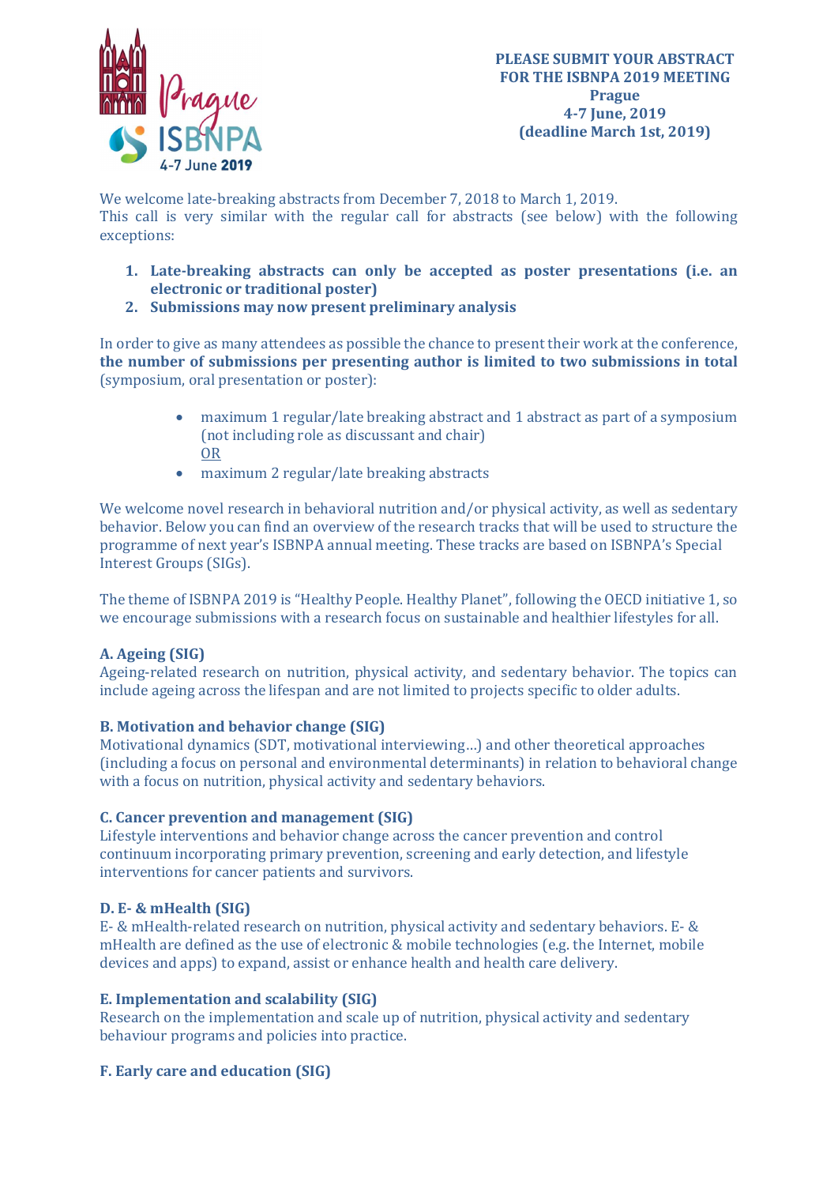**PLEASE SUBMIT YOUR ABSTRACT FOR THE ISBNPA 2019 MEETING**
**Prague**
**4-7 June, 2019**
**(deadline March 1st, 2019)**

We welcome late-breaking abstracts from December 7, 2018 to March 1, 2019.
This call is very similar with the regular call for abstracts (see below) with the following exceptions:

1. **Late-breaking abstracts can only be accepted as poster presentations (i.e. an electronic or traditional poster)**
2. **Submissions may now present preliminary analysis**

In order to give as many attendees as possible the chance to present their work at the conference, **the number of submissions per presenting author is limited to two submissions in total** (symposium, oral presentation or poster):

- maximum 1 regular/late breaking abstract and 1 abstract as part of a symposium (not including role as discussant and chair)
  OR
- maximum 2 regular/late breaking abstracts

We welcome novel research in behavioral nutrition and/or physical activity, as well as sedentary behavior. Below you can find an overview of the research tracks that will be used to structure the programme of next year's ISBNPA annual meeting. These tracks are based on ISBNPA's Special Interest Groups (SIGs).

The theme of ISBNPA 2019 is "Healthy People. Healthy Planet", following the OECD initiative 1, so we encourage submissions with a research focus on sustainable and healthier lifestyles for all.

**A. Ageing (SIG)**
Ageing-related research on nutrition, physical activity, and sedentary behavior. The topics can include ageing across the lifespan and are not limited to projects specific to older adults.

**B. Motivation and behavior change (SIG)**
Motivational dynamics (SDT, motivational interviewing…) and other theoretical approaches (including a focus on personal and environmental determinants) in relation to behavioral change with a focus on nutrition, physical activity and sedentary behaviors.

**C. Cancer prevention and management (SIG)**
Lifestyle interventions and behavior change across the cancer prevention and control continuum incorporating primary prevention, screening and early detection, and lifestyle interventions for cancer patients and survivors.

**D. E- & mHealth (SIG)**
E- & mHealth-related research on nutrition, physical activity and sedentary behaviors. E- & mHealth are defined as the use of electronic & mobile technologies (e.g. the Internet, mobile devices and apps) to expand, assist or enhance health and health care delivery.

**E. Implementation and scalability (SIG)**
Research on the implementation and scale up of nutrition, physical activity and sedentary behaviour programs and policies into practice.

**F. Early care and education (SIG)**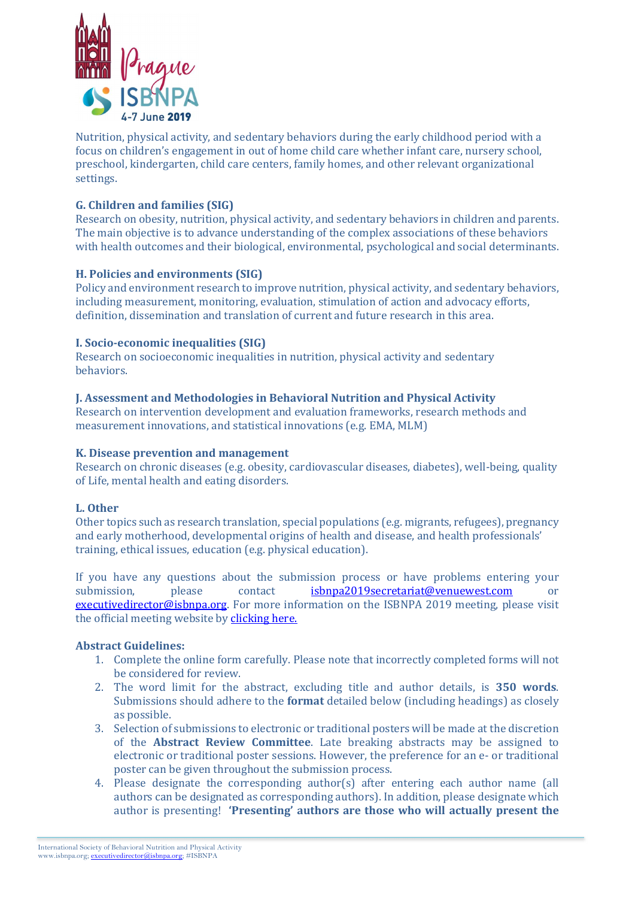Nutrition, physical activity, and sedentary behaviors during the early childhood period with a focus on children's engagement in out of home child care whether infant care, nursery school, preschool, kindergarten, child care centers, family homes, and other relevant organizational settings.

**G. Children and families (SIG)**
Research on obesity, nutrition, physical activity, and sedentary behaviors in children and parents. The main objective is to advance understanding of the complex associations of these behaviors with health outcomes and their biological, environmental, psychological and social determinants.

**H. Policies and environments (SIG)**
Policy and environment research to improve nutrition, physical activity, and sedentary behaviors, including measurement, monitoring, evaluation, stimulation of action and advocacy efforts, definition, dissemination and translation of current and future research in this area.

**I. Socio-economic inequalities (SIG)**
Research on socioeconomic inequalities in nutrition, physical activity and sedentary behaviors.

**J. Assessment and Methodologies in Behavioral Nutrition and Physical Activity**
Research on intervention development and evaluation frameworks, research methods and measurement innovations, and statistical innovations (e.g. EMA, MLM)

**K. Disease prevention and management**
Research on chronic diseases (e.g. obesity, cardiovascular diseases, diabetes), well-being, quality of Life, mental health and eating disorders.

**L. Other**
Other topics such as research translation, special populations (e.g. migrants, refugees), pregnancy and early motherhood, developmental origins of health and disease, and health professionals' training, ethical issues, education (e.g. physical education).

If you have any questions about the submission process or have problems entering your submission, please contact isbnpa2019secretariat@venuewest.com or executivedirector@isbnpa.org. For more information on the ISBNPA 2019 meeting, please visit the official meeting website by clicking here.

**Abstract Guidelines:**

1. Complete the online form carefully. Please note that incorrectly completed forms will not be considered for review.
2. The word limit for the abstract, excluding title and author details, is **350 words**. Submissions should adhere to the **format** detailed below (including headings) as closely as possible.
3. Selection of submissions to electronic or traditional posters will be made at the discretion of the **Abstract Review Committee**. Late breaking abstracts may be assigned to electronic or traditional poster sessions. However, the preference for an e- or traditional poster can be given throughout the submission process.
4. Please designate the corresponding author(s) after entering each author name (all authors can be designated as corresponding authors). In addition, please designate which author is presenting! **'Presenting' authors are those who will actually present the**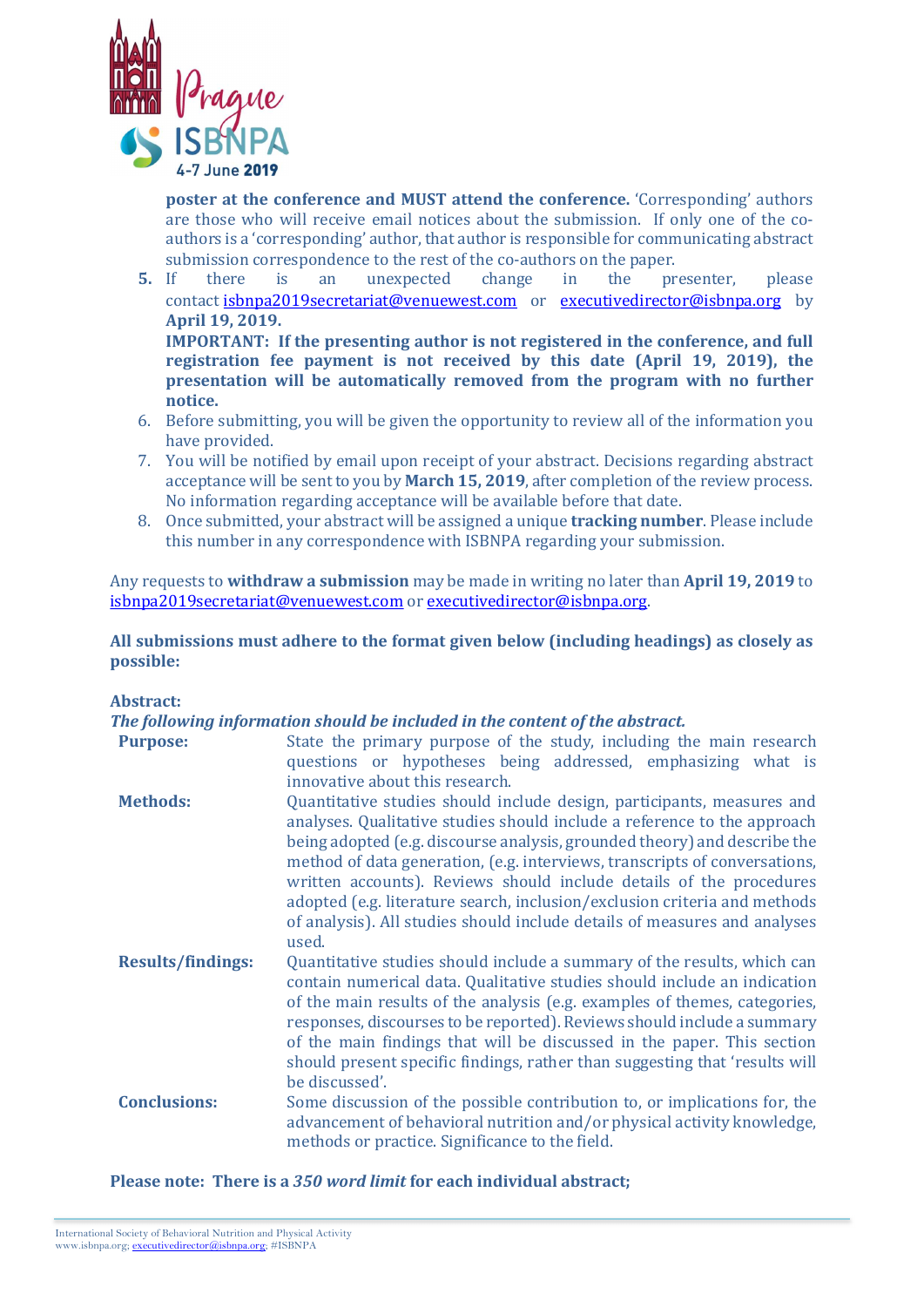**poster at the conference and MUST attend the conference.** 'Corresponding' authors are those who will receive email notices about the submission. If only one of the co-authors is a 'corresponding' author, that author is responsible for communicating abstract submission correspondence to the rest of the co-authors on the paper.

5. If there is an unexpected change in the presenter, please contact isbnpa2019secretariat@venuewest.com or executivedirector@isbnpa.org by **April 19, 2019.**
   **IMPORTANT: If the presenting author is not registered in the conference, and full registration fee payment is not received by this date (April 19, 2019), the presentation will be automatically removed from the program with no further notice.**
6. Before submitting, you will be given the opportunity to review all of the information you have provided.
7. You will be notified by email upon receipt of your abstract. Decisions regarding abstract acceptance will be sent to you by **March 15, 2019**, after completion of the review process. No information regarding acceptance will be available before that date.
8. Once submitted, your abstract will be assigned a unique **tracking number**. Please include this number in any correspondence with ISBNPA regarding your submission.

Any requests to **withdraw a submission** may be made in writing no later than **April 19, 2019** to isbnpa2019secretariat@venuewest.com or executivedirector@isbnpa.org.

**All submissions must adhere to the format given below (including headings) as closely as possible:**

**Abstract:**

***The following information should be included in the content of the abstract.***

| | |
|---|---|
| **Purpose:** | State the primary purpose of the study, including the main research questions or hypotheses being addressed, emphasizing what is innovative about this research. |
| **Methods:** | Quantitative studies should include design, participants, measures and analyses. Qualitative studies should include a reference to the approach being adopted (e.g. discourse analysis, grounded theory) and describe the method of data generation, (e.g. interviews, transcripts of conversations, written accounts). Reviews should include details of the procedures adopted (e.g. literature search, inclusion/exclusion criteria and methods of analysis). All studies should include details of measures and analyses used. |
| **Results/findings:** | Quantitative studies should include a summary of the results, which can contain numerical data. Qualitative studies should include an indication of the main results of the analysis (e.g. examples of themes, categories, responses, discourses to be reported). Reviews should include a summary of the main findings that will be discussed in the paper. This section should present specific findings, rather than suggesting that 'results will be discussed'. |
| **Conclusions:** | Some discussion of the possible contribution to, or implications for, the advancement of behavioral nutrition and/or physical activity knowledge, methods or practice. Significance to the field. |

**Please note: There is a *350 word limit* for each individual abstract;**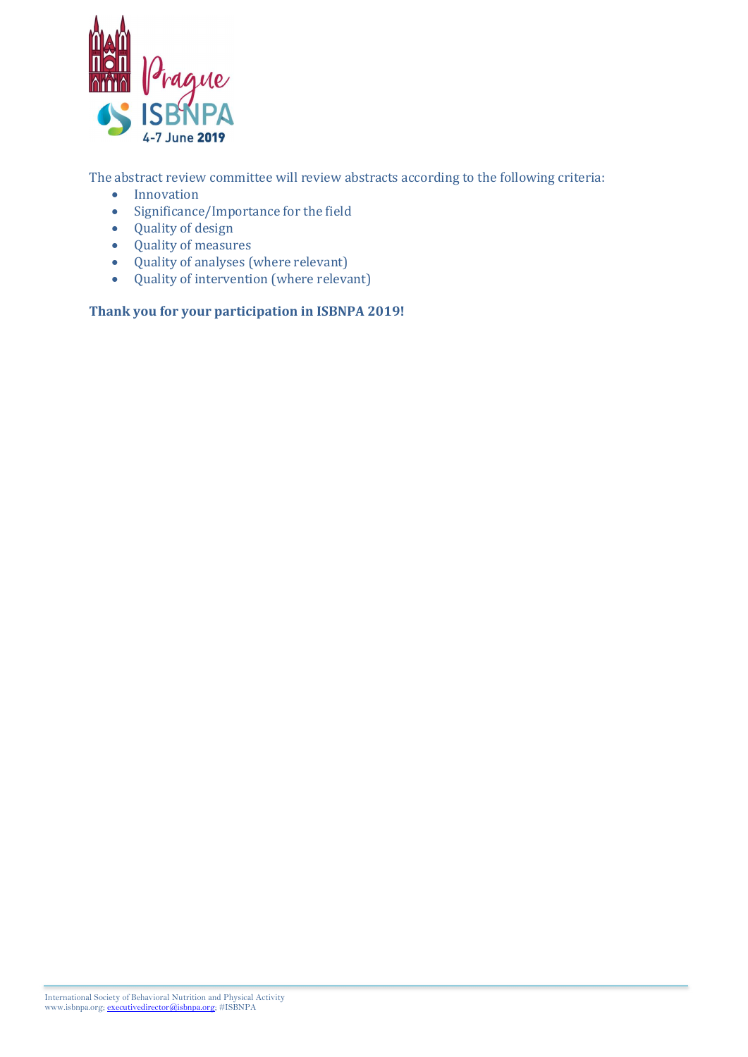The abstract review committee will review abstracts according to the following criteria:

- Innovation
- Significance/Importance for the field
- Quality of design
- Quality of measures
- Quality of analyses (where relevant)
- Quality of intervention (where relevant)

**Thank you for your participation in ISBNPA 2019!**